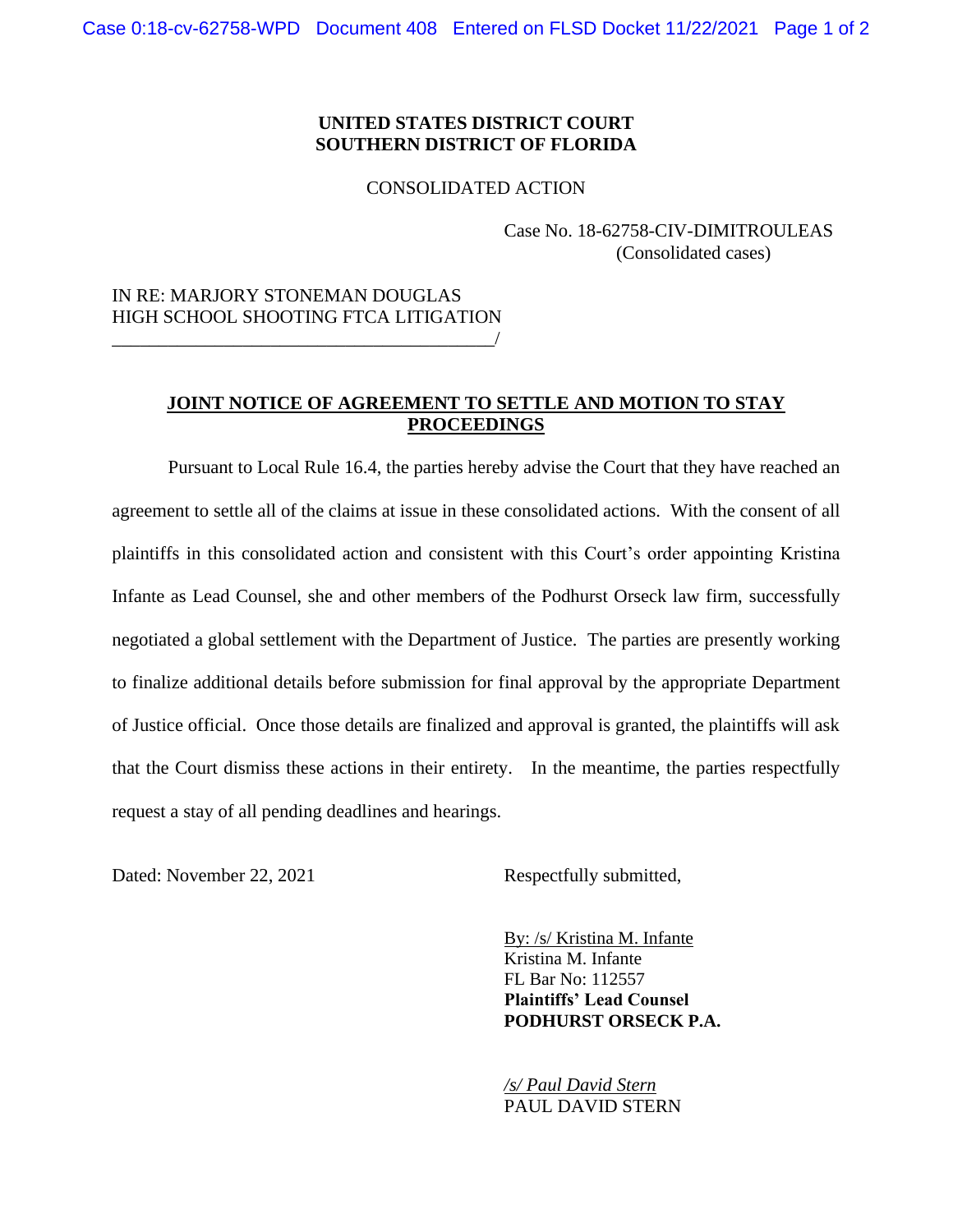**UNITED STATES DISTRICT COURT**
**SOUTHERN DISTRICT OF FLORIDA**

CONSOLIDATED ACTION

Case No. 18-62758-CIV-DIMITROULEAS
(Consolidated cases)

IN RE: MARJORY STONEMAN DOUGLAS
HIGH SCHOOL SHOOTING FTCA LITIGATION
___________________________________________/

**JOINT NOTICE OF AGREEMENT TO SETTLE AND MOTION TO STAY PROCEEDINGS**

Pursuant to Local Rule 16.4, the parties hereby advise the Court that they have reached an agreement to settle all of the claims at issue in these consolidated actions. With the consent of all plaintiffs in this consolidated action and consistent with this Court's order appointing Kristina Infante as Lead Counsel, she and other members of the Podhurst Orseck law firm, successfully negotiated a global settlement with the Department of Justice. The parties are presently working to finalize additional details before submission for final approval by the appropriate Department of Justice official. Once those details are finalized and approval is granted, the plaintiffs will ask that the Court dismiss these actions in their entirety. In the meantime, the parties respectfully request a stay of all pending deadlines and hearings.

Dated: November 22, 2021

Respectfully submitted,

By: /s/ Kristina M. Infante
Kristina M. Infante
FL Bar No: 112557
**Plaintiffs' Lead Counsel**
**PODHURST ORSECK P.A.**

*/s/ Paul David Stern*
PAUL DAVID STERN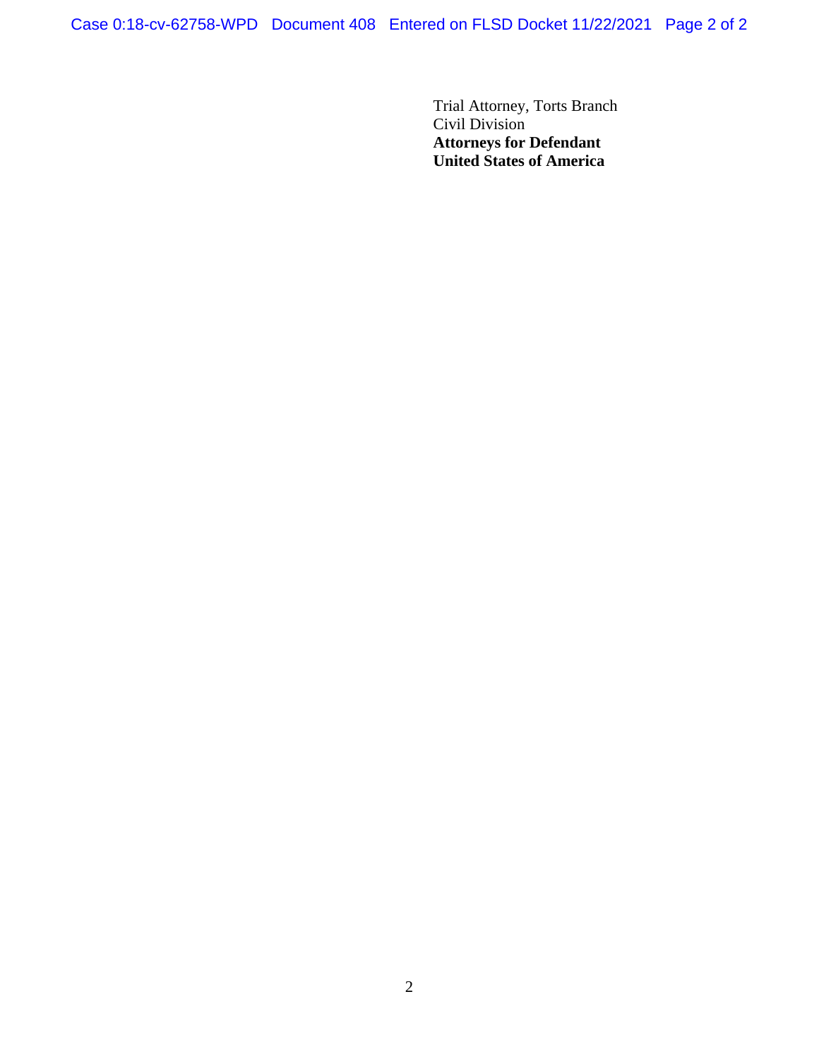Trial Attorney, Torts Branch
Civil Division
**Attorneys for Defendant**
**United States of America**